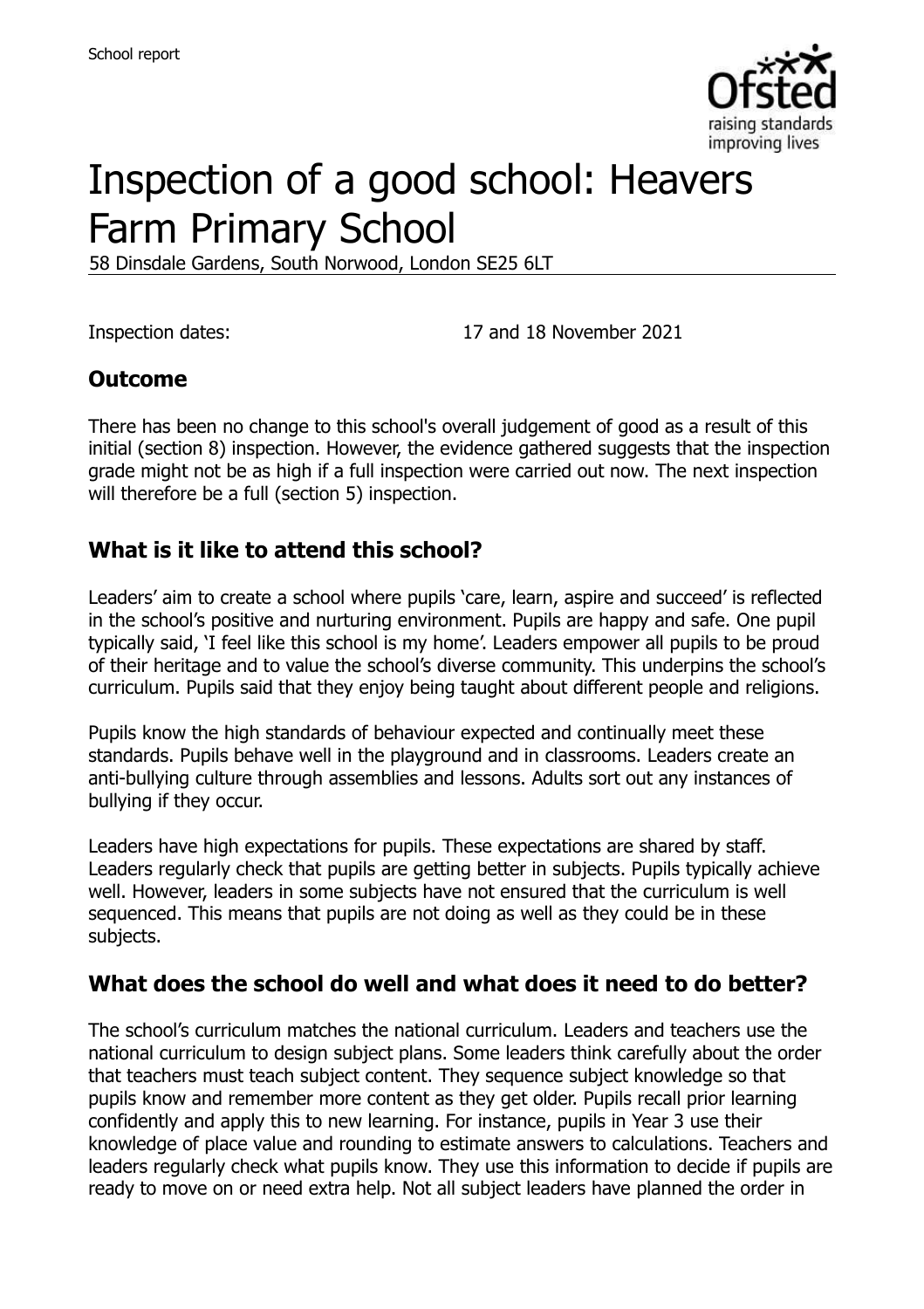# Inspection of a good school: Heavers Farm Primary School

58 Dinsdale Gardens, South Norwood, London SE25 6LT

Inspection dates: 17 and 18 November 2021

## Outcome

There has been no change to this school's overall judgement of good as a result of this initial (section 8) inspection. However, the evidence gathered suggests that the inspection grade might not be as high if a full inspection were carried out now. The next inspection will therefore be a full (section 5) inspection.

## What is it like to attend this school?

Leaders' aim to create a school where pupils 'care, learn, aspire and succeed' is reflected in the school's positive and nurturing environment. Pupils are happy and safe. One pupil typically said, 'I feel like this school is my home'. Leaders empower all pupils to be proud of their heritage and to value the school's diverse community. This underpins the school's curriculum. Pupils said that they enjoy being taught about different people and religions.

Pupils know the high standards of behaviour expected and continually meet these standards. Pupils behave well in the playground and in classrooms. Leaders create an anti-bullying culture through assemblies and lessons. Adults sort out any instances of bullying if they occur.

Leaders have high expectations for pupils. These expectations are shared by staff. Leaders regularly check that pupils are getting better in subjects. Pupils typically achieve well. However, leaders in some subjects have not ensured that the curriculum is well sequenced. This means that pupils are not doing as well as they could be in these subjects.

## What does the school do well and what does it need to do better?

The school's curriculum matches the national curriculum. Leaders and teachers use the national curriculum to design subject plans. Some leaders think carefully about the order that teachers must teach subject content. They sequence subject knowledge so that pupils know and remember more content as they get older. Pupils recall prior learning confidently and apply this to new learning. For instance, pupils in Year 3 use their knowledge of place value and rounding to estimate answers to calculations. Teachers and leaders regularly check what pupils know. They use this information to decide if pupils are ready to move on or need extra help. Not all subject leaders have planned the order in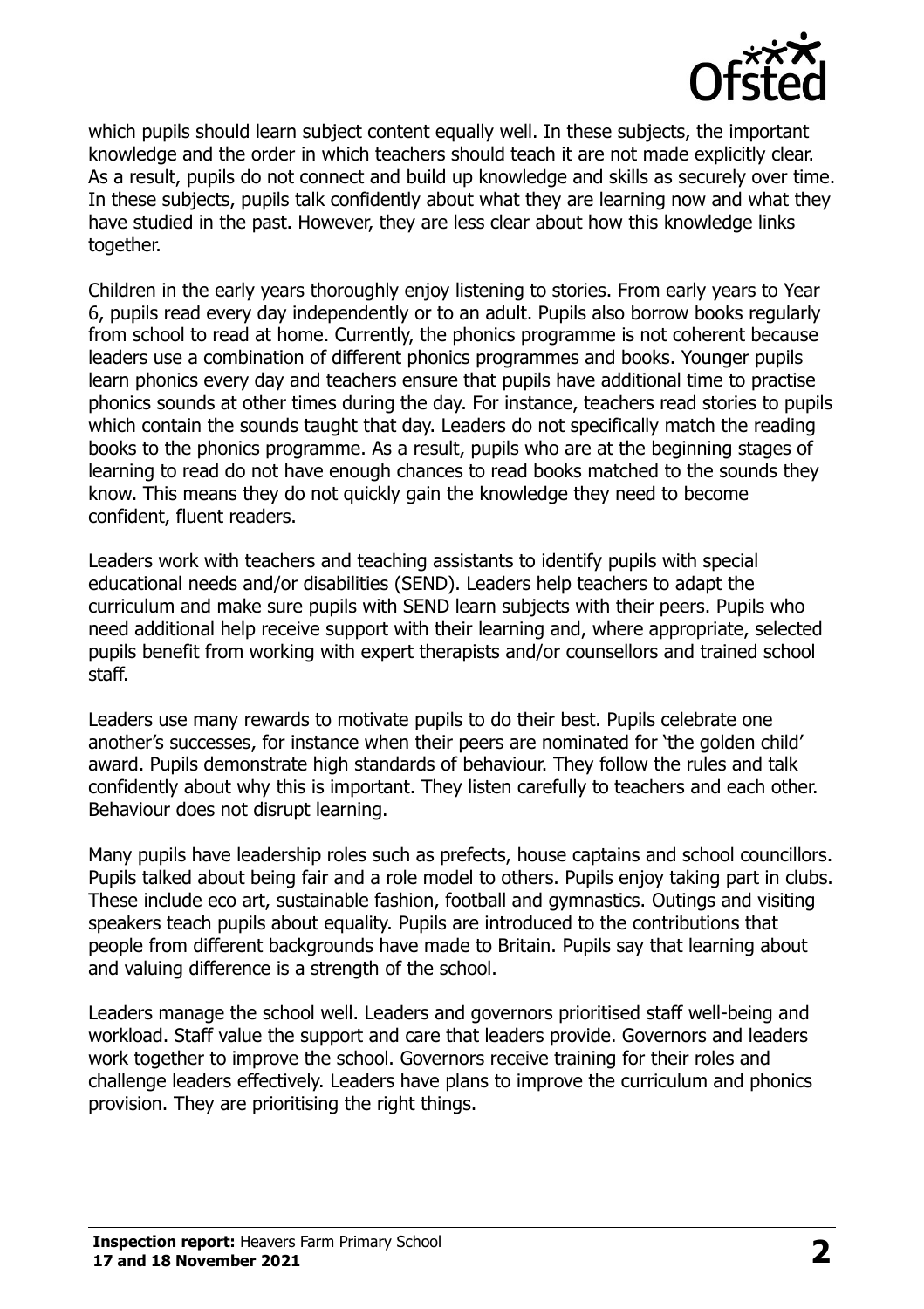which pupils should learn subject content equally well. In these subjects, the important knowledge and the order in which teachers should teach it are not made explicitly clear. As a result, pupils do not connect and build up knowledge and skills as securely over time. In these subjects, pupils talk confidently about what they are learning now and what they have studied in the past. However, they are less clear about how this knowledge links together.

Children in the early years thoroughly enjoy listening to stories. From early years to Year 6, pupils read every day independently or to an adult. Pupils also borrow books regularly from school to read at home. Currently, the phonics programme is not coherent because leaders use a combination of different phonics programmes and books. Younger pupils learn phonics every day and teachers ensure that pupils have additional time to practise phonics sounds at other times during the day. For instance, teachers read stories to pupils which contain the sounds taught that day. Leaders do not specifically match the reading books to the phonics programme. As a result, pupils who are at the beginning stages of learning to read do not have enough chances to read books matched to the sounds they know. This means they do not quickly gain the knowledge they need to become confident, fluent readers.

Leaders work with teachers and teaching assistants to identify pupils with special educational needs and/or disabilities (SEND). Leaders help teachers to adapt the curriculum and make sure pupils with SEND learn subjects with their peers. Pupils who need additional help receive support with their learning and, where appropriate, selected pupils benefit from working with expert therapists and/or counsellors and trained school staff.

Leaders use many rewards to motivate pupils to do their best. Pupils celebrate one another's successes, for instance when their peers are nominated for 'the golden child' award. Pupils demonstrate high standards of behaviour. They follow the rules and talk confidently about why this is important. They listen carefully to teachers and each other. Behaviour does not disrupt learning.

Many pupils have leadership roles such as prefects, house captains and school councillors. Pupils talked about being fair and a role model to others. Pupils enjoy taking part in clubs. These include eco art, sustainable fashion, football and gymnastics. Outings and visiting speakers teach pupils about equality. Pupils are introduced to the contributions that people from different backgrounds have made to Britain. Pupils say that learning about and valuing difference is a strength of the school.

Leaders manage the school well. Leaders and governors prioritised staff well-being and workload. Staff value the support and care that leaders provide. Governors and leaders work together to improve the school. Governors receive training for their roles and challenge leaders effectively. Leaders have plans to improve the curriculum and phonics provision. They are prioritising the right things.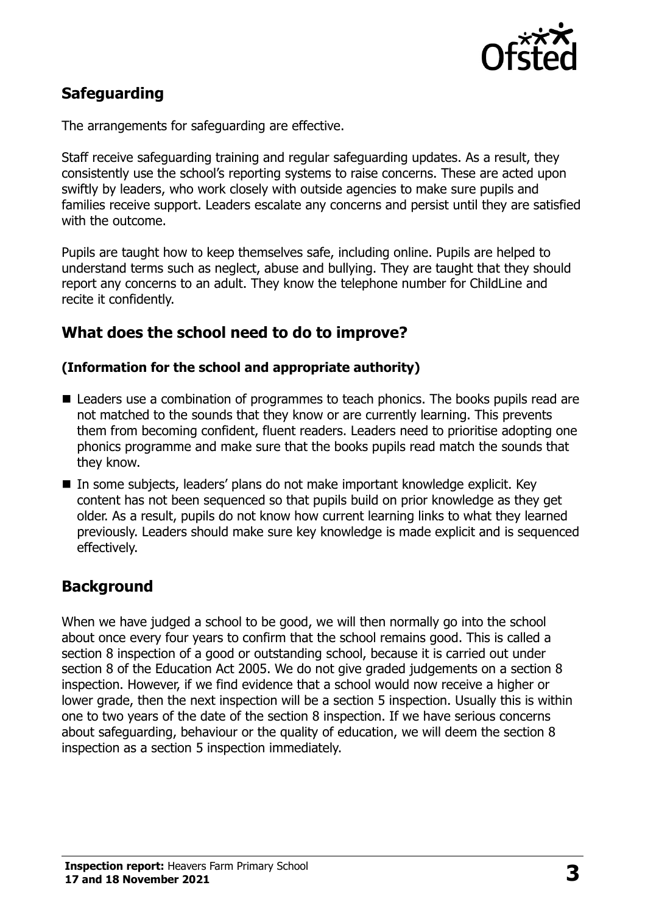## Safeguarding

The arrangements for safeguarding are effective.

Staff receive safeguarding training and regular safeguarding updates. As a result, they consistently use the school's reporting systems to raise concerns. These are acted upon swiftly by leaders, who work closely with outside agencies to make sure pupils and families receive support. Leaders escalate any concerns and persist until they are satisfied with the outcome.

Pupils are taught how to keep themselves safe, including online. Pupils are helped to understand terms such as neglect, abuse and bullying. They are taught that they should report any concerns to an adult. They know the telephone number for ChildLine and recite it confidently.

## What does the school need to do to improve?

### (Information for the school and appropriate authority)

- Leaders use a combination of programmes to teach phonics. The books pupils read are not matched to the sounds that they know or are currently learning. This prevents them from becoming confident, fluent readers. Leaders need to prioritise adopting one phonics programme and make sure that the books pupils read match the sounds that they know.
- In some subjects, leaders' plans do not make important knowledge explicit. Key content has not been sequenced so that pupils build on prior knowledge as they get older. As a result, pupils do not know how current learning links to what they learned previously. Leaders should make sure key knowledge is made explicit and is sequenced effectively.

## Background

When we have judged a school to be good, we will then normally go into the school about once every four years to confirm that the school remains good. This is called a section 8 inspection of a good or outstanding school, because it is carried out under section 8 of the Education Act 2005. We do not give graded judgements on a section 8 inspection. However, if we find evidence that a school would now receive a higher or lower grade, then the next inspection will be a section 5 inspection. Usually this is within one to two years of the date of the section 8 inspection. If we have serious concerns about safeguarding, behaviour or the quality of education, we will deem the section 8 inspection as a section 5 inspection immediately.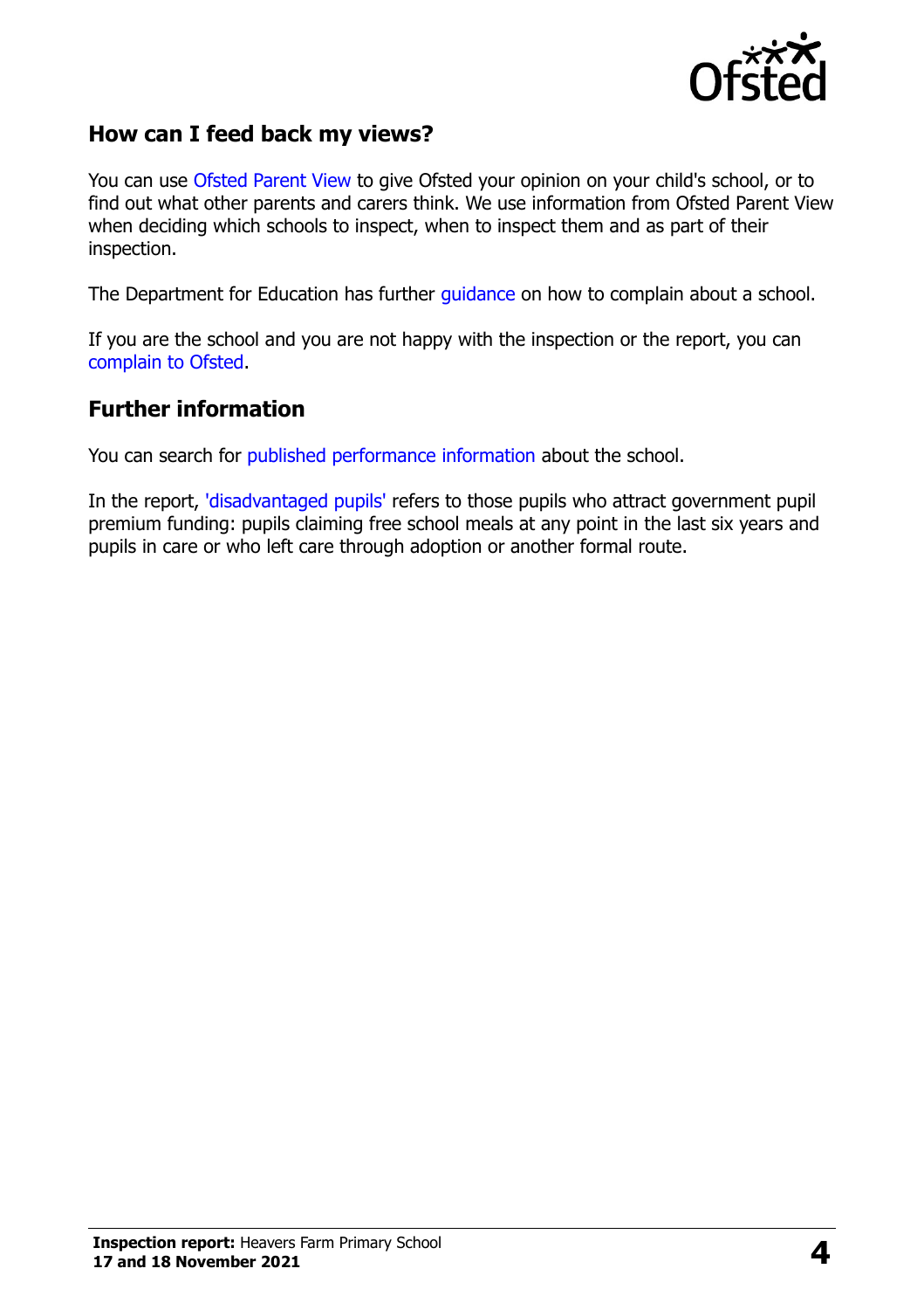## How can I feed back my views?

You can use Ofsted Parent View to give Ofsted your opinion on your child's school, or to find out what other parents and carers think. We use information from Ofsted Parent View when deciding which schools to inspect, when to inspect them and as part of their inspection.

The Department for Education has further guidance on how to complain about a school.

If you are the school and you are not happy with the inspection or the report, you can complain to Ofsted.

## Further information

You can search for published performance information about the school.

In the report, 'disadvantaged pupils' refers to those pupils who attract government pupil premium funding: pupils claiming free school meals at any point in the last six years and pupils in care or who left care through adoption or another formal route.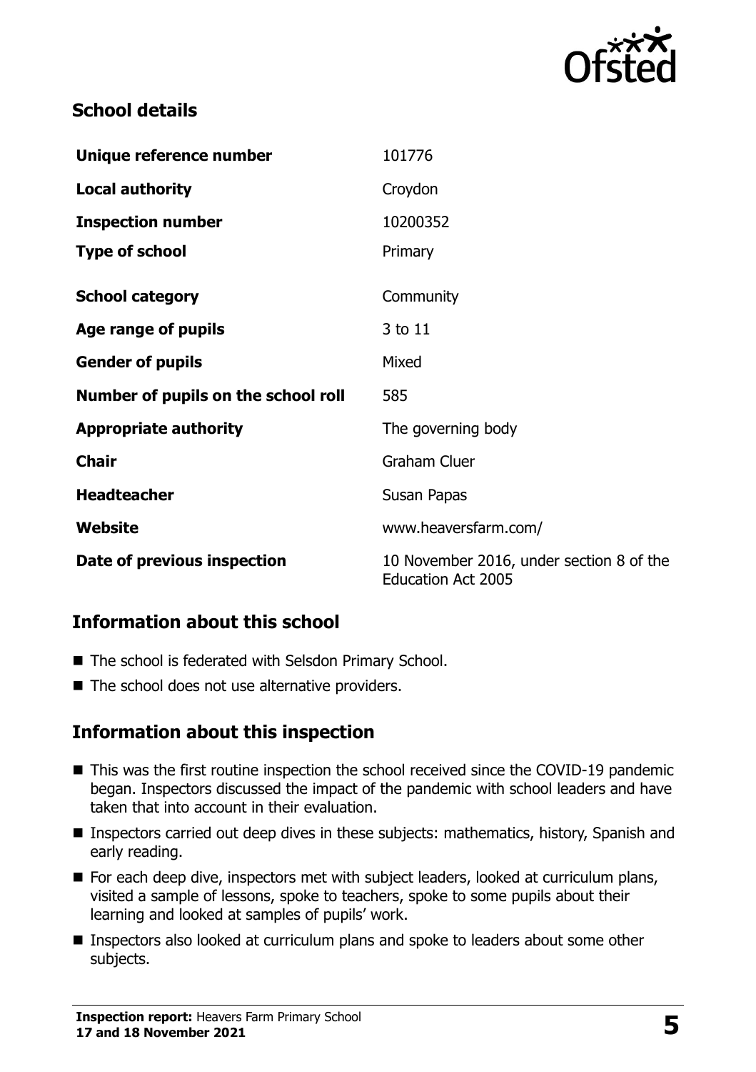## School details

| | |
|---|---|
| **Unique reference number** | 101776 |
| **Local authority** | Croydon |
| **Inspection number** | 10200352 |
| **Type of school** | Primary |
| **School category** | Community |
| **Age range of pupils** | 3 to 11 |
| **Gender of pupils** | Mixed |
| **Number of pupils on the school roll** | 585 |
| **Appropriate authority** | The governing body |
| **Chair** | Graham Cluer |
| **Headteacher** | Susan Papas |
| **Website** | www.heaversfarm.com/ |
| **Date of previous inspection** | 10 November 2016, under section 8 of the Education Act 2005 |

## Information about this school

- The school is federated with Selsdon Primary School.
- The school does not use alternative providers.

## Information about this inspection

- This was the first routine inspection the school received since the COVID-19 pandemic began. Inspectors discussed the impact of the pandemic with school leaders and have taken that into account in their evaluation.
- Inspectors carried out deep dives in these subjects: mathematics, history, Spanish and early reading.
- For each deep dive, inspectors met with subject leaders, looked at curriculum plans, visited a sample of lessons, spoke to teachers, spoke to some pupils about their learning and looked at samples of pupils' work.
- Inspectors also looked at curriculum plans and spoke to leaders about some other subjects.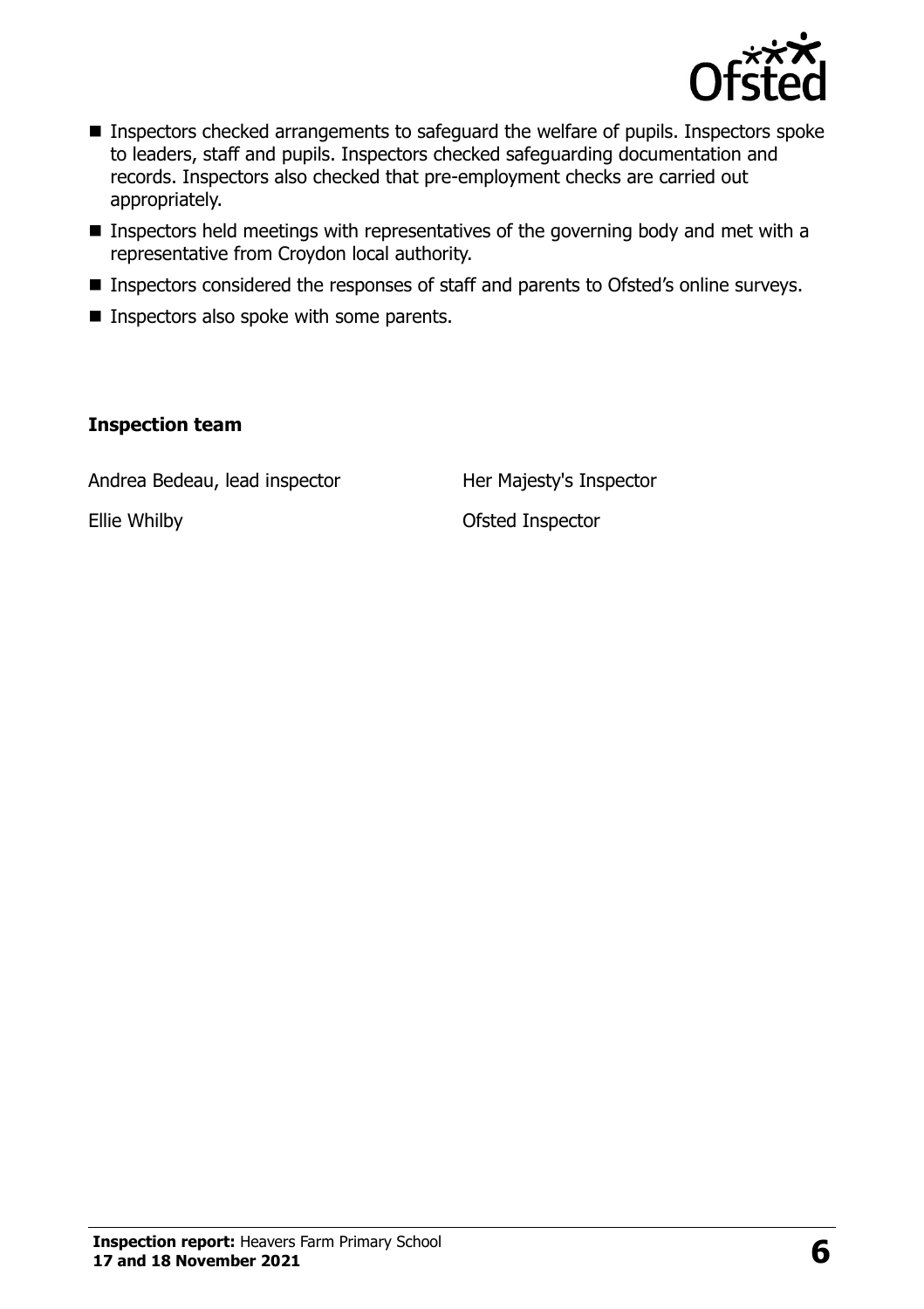- Inspectors checked arrangements to safeguard the welfare of pupils. Inspectors spoke to leaders, staff and pupils. Inspectors checked safeguarding documentation and records. Inspectors also checked that pre-employment checks are carried out appropriately.
- Inspectors held meetings with representatives of the governing body and met with a representative from Croydon local authority.
- Inspectors considered the responses of staff and parents to Ofsted's online surveys.
- Inspectors also spoke with some parents.

### Inspection team

| | |
|---|---|
| Andrea Bedeau, lead inspector | Her Majesty's Inspector |
| Ellie Whilby | Ofsted Inspector |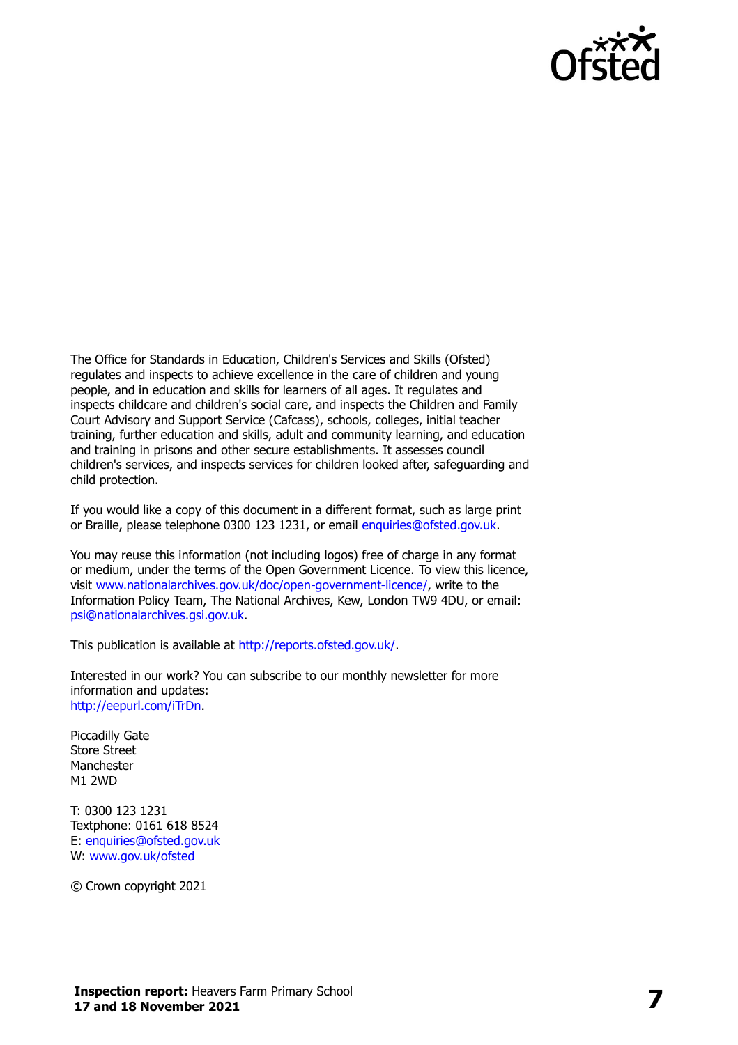The Office for Standards in Education, Children's Services and Skills (Ofsted) regulates and inspects to achieve excellence in the care of children and young people, and in education and skills for learners of all ages. It regulates and inspects childcare and children's social care, and inspects the Children and Family Court Advisory and Support Service (Cafcass), schools, colleges, initial teacher training, further education and skills, adult and community learning, and education and training in prisons and other secure establishments. It assesses council children's services, and inspects services for children looked after, safeguarding and child protection.

If you would like a copy of this document in a different format, such as large print or Braille, please telephone 0300 123 1231, or email enquiries@ofsted.gov.uk.

You may reuse this information (not including logos) free of charge in any format or medium, under the terms of the Open Government Licence. To view this licence, visit www.nationalarchives.gov.uk/doc/open-government-licence/, write to the Information Policy Team, The National Archives, Kew, London TW9 4DU, or email: psi@nationalarchives.gsi.gov.uk.

This publication is available at http://reports.ofsted.gov.uk/.

Interested in our work? You can subscribe to our monthly newsletter for more information and updates:
http://eepurl.com/iTrDn.

Piccadilly Gate
Store Street
Manchester
M1 2WD

T: 0300 123 1231
Textphone: 0161 618 8524
E: enquiries@ofsted.gov.uk
W: www.gov.uk/ofsted

© Crown copyright 2021